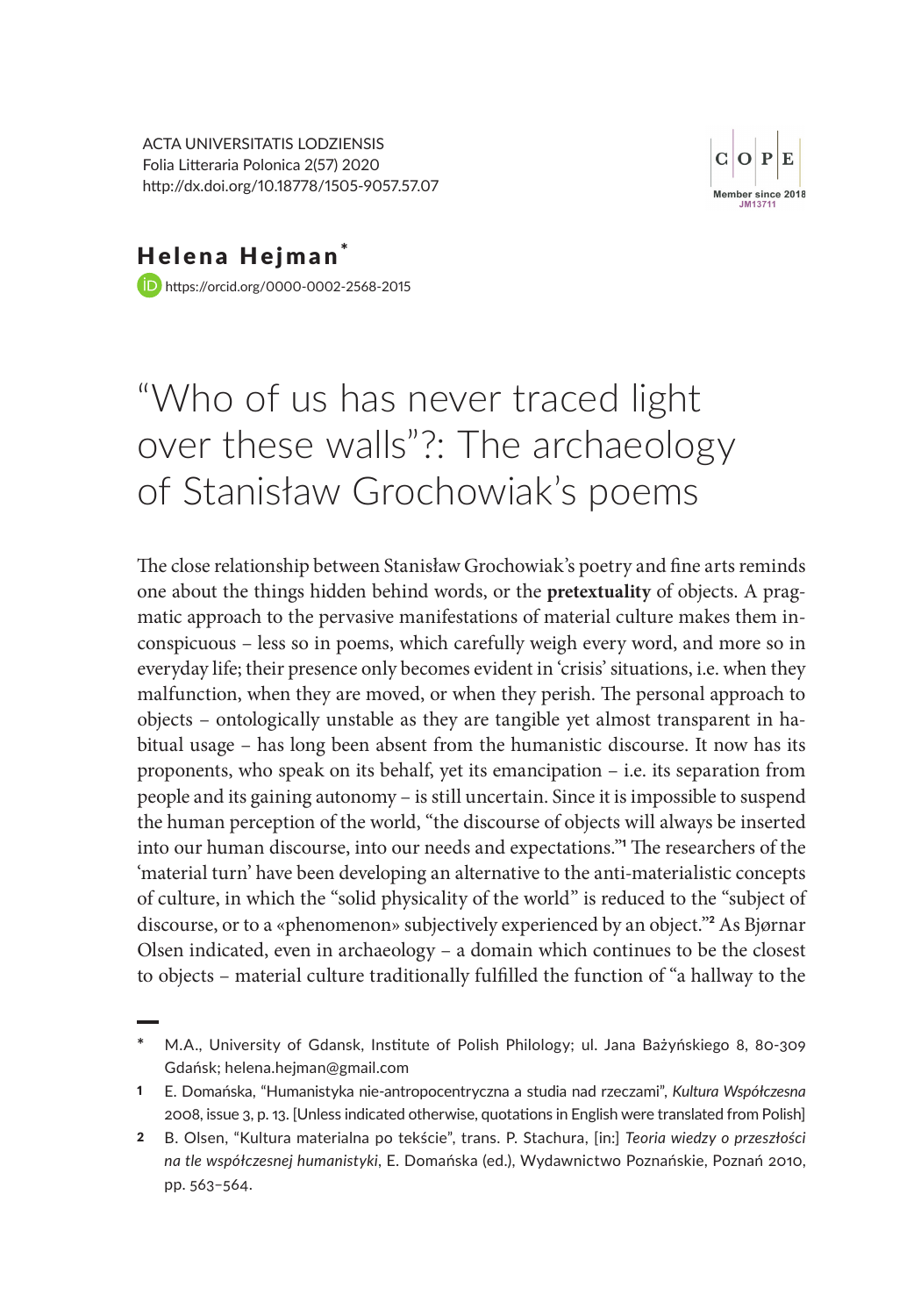ACTA UNIVERSITATIS LODZIENSIS
Folia Litteraria Polonica 2(57) 2020
http://dx.doi.org/10.18778/1505-9057.57.07

**Helena Hejman***

https://orcid.org/0000-0002-2568-2015

# "Who of us has never traced light over these walls"?: The archaeology of Stanisław Grochowiak's poems

The close relationship between Stanisław Grochowiak's poetry and fine arts reminds one about the things hidden behind words, or the **pretextuality** of objects. A pragmatic approach to the pervasive manifestations of material culture makes them inconspicuous – less so in poems, which carefully weigh every word, and more so in everyday life; their presence only becomes evident in 'crisis' situations, i.e. when they malfunction, when they are moved, or when they perish. The personal approach to objects – ontologically unstable as they are tangible yet almost transparent in habitual usage – has long been absent from the humanistic discourse. It now has its proponents, who speak on its behalf, yet its emancipation – i.e. its separation from people and its gaining autonomy – is still uncertain. Since it is impossible to suspend the human perception of the world, "the discourse of objects will always be inserted into our human discourse, into our needs and expectations."[1] The researchers of the 'material turn' have been developing an alternative to the anti-materialistic concepts of culture, in which the "solid physicality of the world" is reduced to the "subject of discourse, or to a «phenomenon» subjectively experienced by an object."[2] As Bjørnar Olsen indicated, even in archaeology – a domain which continues to be the closest to objects – material culture traditionally fulfilled the function of "a hallway to the

---

\* M.A., University of Gdansk, Institute of Polish Philology; ul. Jana Bażyńskiego 8, 80-309 Gdańsk; helena.hejman@gmail.com

1 E. Domańska, "Humanistyka nie-antropocentryczna a studia nad rzeczami", *Kultura Współczesna* 2008, issue 3, p. 13. [Unless indicated otherwise, quotations in English were translated from Polish]

2 B. Olsen, "Kultura materialna po tekście", trans. P. Stachura, [in:] *Teoria wiedzy o przeszłości na tle współczesnej humanistyki*, E. Domańska (ed.), Wydawnictwo Poznańskie, Poznań 2010, pp. 563–564.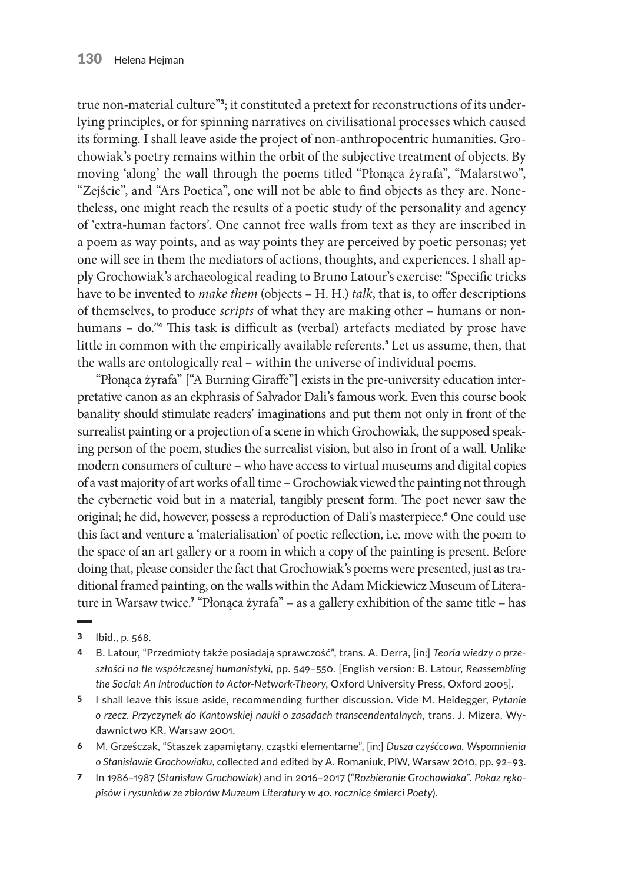true non-material culture"[3]; it constituted a pretext for reconstructions of its underlying principles, or for spinning narratives on civilisational processes which caused its forming. I shall leave aside the project of non-anthropocentric humanities. Grochowiak's poetry remains within the orbit of the subjective treatment of objects. By moving 'along' the wall through the poems titled "Płonąca żyrafa", "Malarstwo", "Zejście", and "Ars Poetica", one will not be able to find objects as they are. Nonetheless, one might reach the results of a poetic study of the personality and agency of 'extra-human factors'. One cannot free walls from text as they are inscribed in a poem as way points, and as way points they are perceived by poetic personas; yet one will see in them the mediators of actions, thoughts, and experiences. I shall apply Grochowiak's archaeological reading to Bruno Latour's exercise: "Specific tricks have to be invented to *make them* (objects – H. H.) *talk*, that is, to offer descriptions of themselves, to produce *scripts* of what they are making other – humans or non-humans – do."[4] This task is difficult as (verbal) artefacts mediated by prose have little in common with the empirically available referents.[5] Let us assume, then, that the walls are ontologically real – within the universe of individual poems.

"Płonąca żyrafa" ["A Burning Giraffe"] exists in the pre-university education interpretative canon as an ekphrasis of Salvador Dali's famous work. Even this course book banality should stimulate readers' imaginations and put them not only in front of the surrealist painting or a projection of a scene in which Grochowiak, the supposed speaking person of the poem, studies the surrealist vision, but also in front of a wall. Unlike modern consumers of culture – who have access to virtual museums and digital copies of a vast majority of art works of all time – Grochowiak viewed the painting not through the cybernetic void but in a material, tangibly present form. The poet never saw the original; he did, however, possess a reproduction of Dali's masterpiece.[6] One could use this fact and venture a 'materialisation' of poetic reflection, i.e. move with the poem to the space of an art gallery or a room in which a copy of the painting is present. Before doing that, please consider the fact that Grochowiak's poems were presented, just as traditional framed painting, on the walls within the Adam Mickiewicz Museum of Literature in Warsaw twice.[7] "Płonąca żyrafa" – as a gallery exhibition of the same title – has

---

[3] Ibid., p. 568.

[4] B. Latour, "Przedmioty także posiadają sprawczość", trans. A. Derra, [in:] *Teoria wiedzy o przeszłości na tle współczesnej humanistyki*, pp. 549–550. [English version: B. Latour, *Reassembling the Social: An Introduction to Actor-Network-Theory*, Oxford University Press, Oxford 2005].

[5] I shall leave this issue aside, recommending further discussion. Vide M. Heidegger, *Pytanie o rzecz. Przyczynek do Kantowskiej nauki o zasadach transcendentalnych*, trans. J. Mizera, Wydawnictwo KR, Warsaw 2001.

[6] M. Grześczak, "Staszek zapamiętany, cząstki elementarne", [in:] *Dusza czyśćcowa. Wspomnienia o Stanisławie Grochowiaku*, collected and edited by A. Romaniuk, PIW, Warsaw 2010, pp. 92–93.

[7] In 1986–1987 (*Stanisław Grochowiak*) and in 2016–2017 (*"Rozbieranie Grochowiaka". Pokaz rękopisów i rysunków ze zbiorów Muzeum Literatury w 40. rocznicę śmierci Poety*).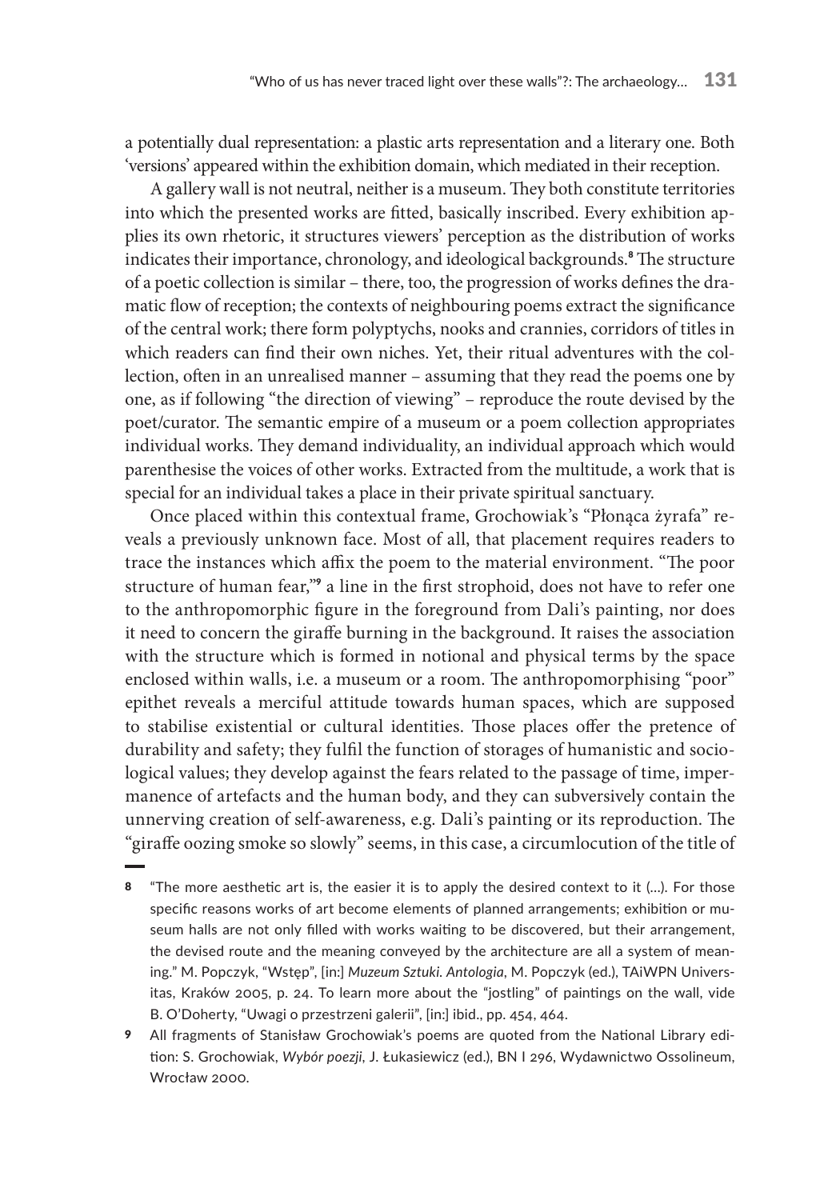a potentially dual representation: a plastic arts representation and a literary one. Both 'versions' appeared within the exhibition domain, which mediated in their reception.

A gallery wall is not neutral, neither is a museum. They both constitute territories into which the presented works are fitted, basically inscribed. Every exhibition applies its own rhetoric, it structures viewers' perception as the distribution of works indicates their importance, chronology, and ideological backgrounds.[8] The structure of a poetic collection is similar – there, too, the progression of works defines the dramatic flow of reception; the contexts of neighbouring poems extract the significance of the central work; there form polyptychs, nooks and crannies, corridors of titles in which readers can find their own niches. Yet, their ritual adventures with the collection, often in an unrealised manner – assuming that they read the poems one by one, as if following "the direction of viewing" – reproduce the route devised by the poet/curator. The semantic empire of a museum or a poem collection appropriates individual works. They demand individuality, an individual approach which would parenthesise the voices of other works. Extracted from the multitude, a work that is special for an individual takes a place in their private spiritual sanctuary.

Once placed within this contextual frame, Grochowiak's "Płonąca żyrafa" reveals a previously unknown face. Most of all, that placement requires readers to trace the instances which affix the poem to the material environment. "The poor structure of human fear,"[9] a line in the first strophoid, does not have to refer one to the anthropomorphic figure in the foreground from Dali's painting, nor does it need to concern the giraffe burning in the background. It raises the association with the structure which is formed in notional and physical terms by the space enclosed within walls, i.e. a museum or a room. The anthropomorphising "poor" epithet reveals a merciful attitude towards human spaces, which are supposed to stabilise existential or cultural identities. Those places offer the pretence of durability and safety; they fulfil the function of storages of humanistic and sociological values; they develop against the fears related to the passage of time, impermanence of artefacts and the human body, and they can subversively contain the unnerving creation of self-awareness, e.g. Dali's painting or its reproduction. The "giraffe oozing smoke so slowly" seems, in this case, a circumlocution of the title of

---

8 "The more aesthetic art is, the easier it is to apply the desired context to it (...). For those specific reasons works of art become elements of planned arrangements; exhibition or museum halls are not only filled with works waiting to be discovered, but their arrangement, the devised route and the meaning conveyed by the architecture are all a system of meaning." M. Popczyk, "Wstęp", [in:] *Muzeum Sztuki. Antologia*, M. Popczyk (ed.), TAiWPN Universitas, Kraków 2005, p. 24. To learn more about the "jostling" of paintings on the wall, vide B. O'Doherty, "Uwagi o przestrzeni galerii", [in:] ibid., pp. 454, 464.

9 All fragments of Stanisław Grochowiak's poems are quoted from the National Library edition: S. Grochowiak, *Wybór poezji*, J. Łukasiewicz (ed.), BN I 296, Wydawnictwo Ossolineum, Wrocław 2000.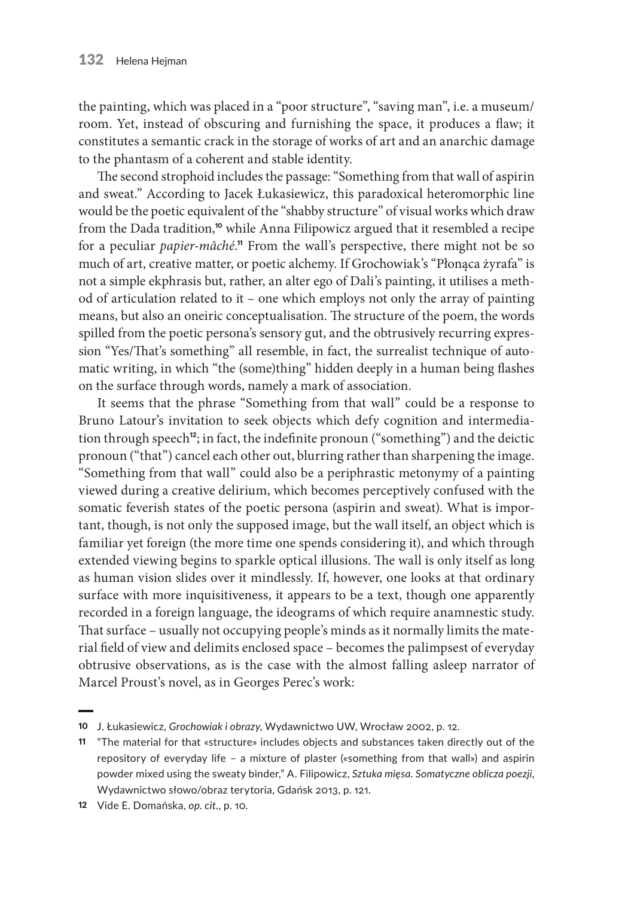the painting, which was placed in a "poor structure", "saving man", i.e. a museum/room. Yet, instead of obscuring and furnishing the space, it produces a flaw; it constitutes a semantic crack in the storage of works of art and an anarchic damage to the phantasm of a coherent and stable identity.

The second strophoid includes the passage: "Something from that wall of aspirin and sweat." According to Jacek Łukasiewicz, this paradoxical heteromorphic line would be the poetic equivalent of the "shabby structure" of visual works which draw from the Dada tradition,[10] while Anna Filipowicz argued that it resembled a recipe for a peculiar *papier-mâché*.[11] From the wall's perspective, there might not be so much of art, creative matter, or poetic alchemy. If Grochowiak's "Płonąca żyrafa" is not a simple ekphrasis but, rather, an alter ego of Dali's painting, it utilises a method of articulation related to it – one which employs not only the array of painting means, but also an oneiric conceptualisation. The structure of the poem, the words spilled from the poetic persona's sensory gut, and the obtrusively recurring expression "Yes/That's something" all resemble, in fact, the surrealist technique of automatic writing, in which "the (some)thing" hidden deeply in a human being flashes on the surface through words, namely a mark of association.

It seems that the phrase "Something from that wall" could be a response to Bruno Latour's invitation to seek objects which defy cognition and intermediation through speech[12]; in fact, the indefinite pronoun ("something") and the deictic pronoun ("that") cancel each other out, blurring rather than sharpening the image. "Something from that wall" could also be a periphrastic metonymy of a painting viewed during a creative delirium, which becomes perceptively confused with the somatic feverish states of the poetic persona (aspirin and sweat). What is important, though, is not only the supposed image, but the wall itself, an object which is familiar yet foreign (the more time one spends considering it), and which through extended viewing begins to sparkle optical illusions. The wall is only itself as long as human vision slides over it mindlessly. If, however, one looks at that ordinary surface with more inquisitiveness, it appears to be a text, though one apparently recorded in a foreign language, the ideograms of which require anamnestic study. That surface – usually not occupying people's minds as it normally limits the material field of view and delimits enclosed space – becomes the palimpsest of everyday obtrusive observations, as is the case with the almost falling asleep narrator of Marcel Proust's novel, as in Georges Perec's work:

---

[10] J. Łukasiewicz, *Grochowiak i obrazy*, Wydawnictwo UW, Wrocław 2002, p. 12.

[11] "The material for that «structure» includes objects and substances taken directly out of the repository of everyday life – a mixture of plaster («something from that wall») and aspirin powder mixed using the sweaty binder," A. Filipowicz, *Sztuka mięsa. Somatyczne oblicza poezji*, Wydawnictwo słowo/obraz terytoria, Gdańsk 2013, p. 121.

[12] Vide E. Domańska, *op. cit.*, p. 10.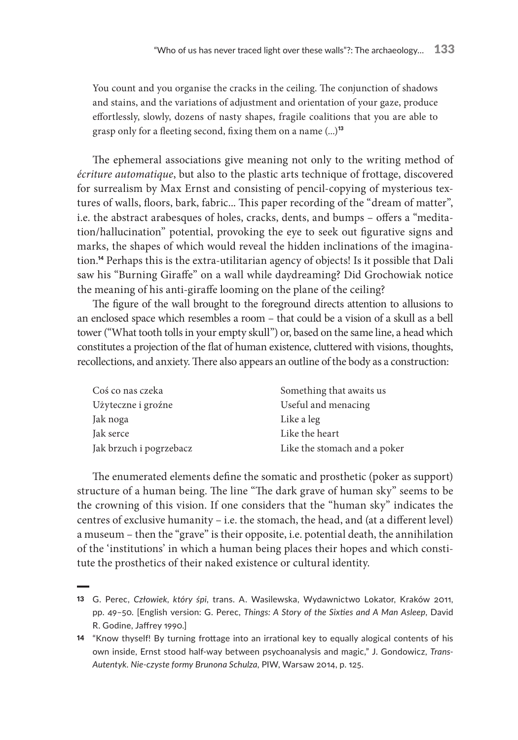> You count and you organise the cracks in the ceiling. The conjunction of shadows and stains, and the variations of adjustment and orientation of your gaze, produce effortlessly, slowly, dozens of nasty shapes, fragile coalitions that you are able to grasp only for a fleeting second, fixing them on a name (…)[13]

The ephemeral associations give meaning not only to the writing method of *écriture automatique*, but also to the plastic arts technique of frottage, discovered for surrealism by Max Ernst and consisting of pencil-copying of mysterious textures of walls, floors, bark, fabric… This paper recording of the "dream of matter", i.e. the abstract arabesques of holes, cracks, dents, and bumps – offers a "meditation/hallucination" potential, provoking the eye to seek out figurative signs and marks, the shapes of which would reveal the hidden inclinations of the imagination.[14] Perhaps this is the extra-utilitarian agency of objects! Is it possible that Dali saw his "Burning Giraffe" on a wall while daydreaming? Did Grochowiak notice the meaning of his anti-giraffe looming on the plane of the ceiling?

The figure of the wall brought to the foreground directs attention to allusions to an enclosed space which resembles a room – that could be a vision of a skull as a bell tower ("What tooth tolls in your empty skull") or, based on the same line, a head which constitutes a projection of the flat of human existence, cluttered with visions, thoughts, recollections, and anxiety. There also appears an outline of the body as a construction:

| | |
|---|---|
| Coś co nas czeka | Something that awaits us |
| Użyteczne i groźne | Useful and menacing |
| Jak noga | Like a leg |
| Jak serce | Like the heart |
| Jak brzuch i pogrzebacz | Like the stomach and a poker |

The enumerated elements define the somatic and prosthetic (poker as support) structure of a human being. The line "The dark grave of human sky" seems to be the crowning of this vision. If one considers that the "human sky" indicates the centres of exclusive humanity – i.e. the stomach, the head, and (at a different level) a museum – then the "grave" is their opposite, i.e. potential death, the annihilation of the 'institutions' in which a human being places their hopes and which constitute the prosthetics of their naked existence or cultural identity.

---

[13] G. Perec, *Człowiek, który śpi*, trans. A. Wasilewska, Wydawnictwo Lokator, Kraków 2011, pp. 49–50. [English version: G. Perec, *Things: A Story of the Sixties and A Man Asleep*, David R. Godine, Jaffrey 1990.]

[14] "Know thyself! By turning frottage into an irrational key to equally alogical contents of his own inside, Ernst stood half-way between psychoanalysis and magic," J. Gondowicz, *Trans-Autentyk. Nie-czyste formy Brunona Schulza*, PIW, Warsaw 2014, p. 125.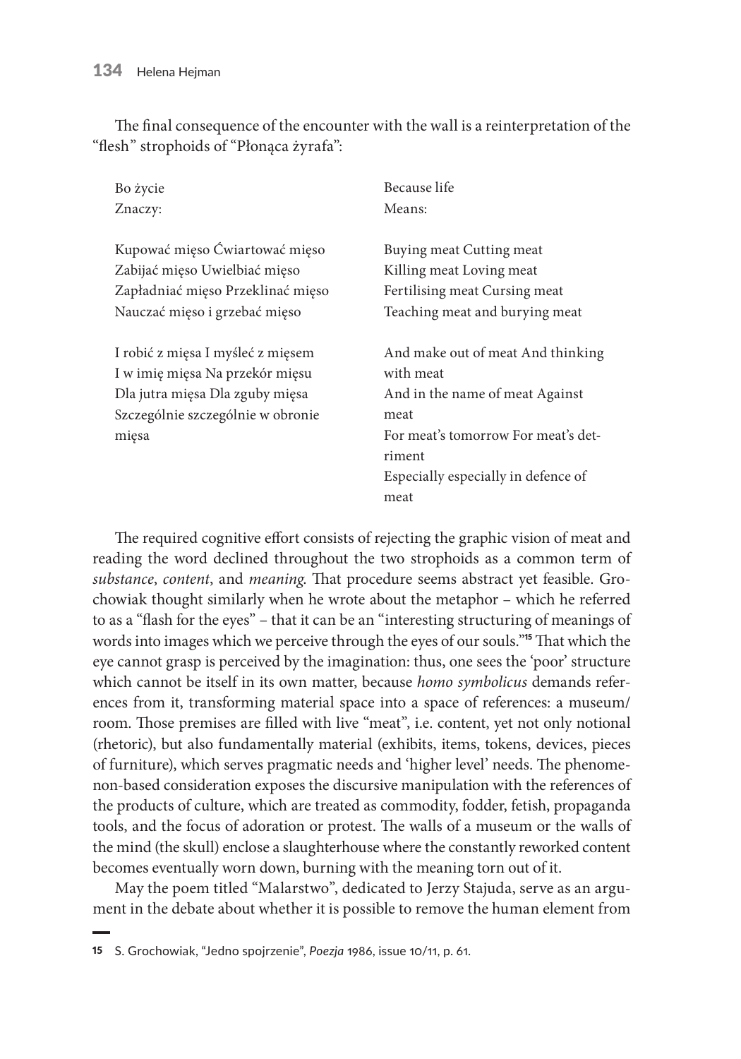The final consequence of the encounter with the wall is a reinterpretation of the "flesh" strophoids of "Płonąca żyrafa":

| | |
|---|---|
| Bo życie<br>Znaczy: | Because life<br>Means: |
| Kupować mięso Ćwiartować mięso<br>Zabijać mięso Uwielbiać mięso<br>Zapładniać mięso Przeklinać mięso<br>Nauczać mięso i grzebać mięso | Buying meat Cutting meat<br>Killing meat Loving meat<br>Fertilising meat Cursing meat<br>Teaching meat and burying meat |
| I robić z mięsa I myśleć z mięsem<br>I w imię mięsa Na przekór mięsu<br>Dla jutra mięsa Dla zguby mięsa<br>Szczególnie szczególnie w obronie mięsa | And make out of meat And thinking with meat<br>And in the name of meat Against meat<br>For meat's tomorrow For meat's detriment<br>Especially especially in defence of meat |

The required cognitive effort consists of rejecting the graphic vision of meat and reading the word declined throughout the two strophoids as a common term of *substance*, *content*, and *meaning*. That procedure seems abstract yet feasible. Grochowiak thought similarly when he wrote about the metaphor – which he referred to as a "flash for the eyes" – that it can be an "interesting structuring of meanings of words into images which we perceive through the eyes of our souls."[15] That which the eye cannot grasp is perceived by the imagination: thus, one sees the 'poor' structure which cannot be itself in its own matter, because *homo symbolicus* demands references from it, transforming material space into a space of references: a museum/room. Those premises are filled with live "meat", i.e. content, yet not only notional (rhetoric), but also fundamentally material (exhibits, items, tokens, devices, pieces of furniture), which serves pragmatic needs and 'higher level' needs. The phenomenon-based consideration exposes the discursive manipulation with the references of the products of culture, which are treated as commodity, fodder, fetish, propaganda tools, and the focus of adoration or protest. The walls of a museum or the walls of the mind (the skull) enclose a slaughterhouse where the constantly reworked content becomes eventually worn down, burning with the meaning torn out of it.

May the poem titled "Malarstwo", dedicated to Jerzy Stajuda, serve as an argument in the debate about whether it is possible to remove the human element from

---

15 S. Grochowiak, "Jedno spojrzenie", *Poezja* 1986, issue 10/11, p. 61.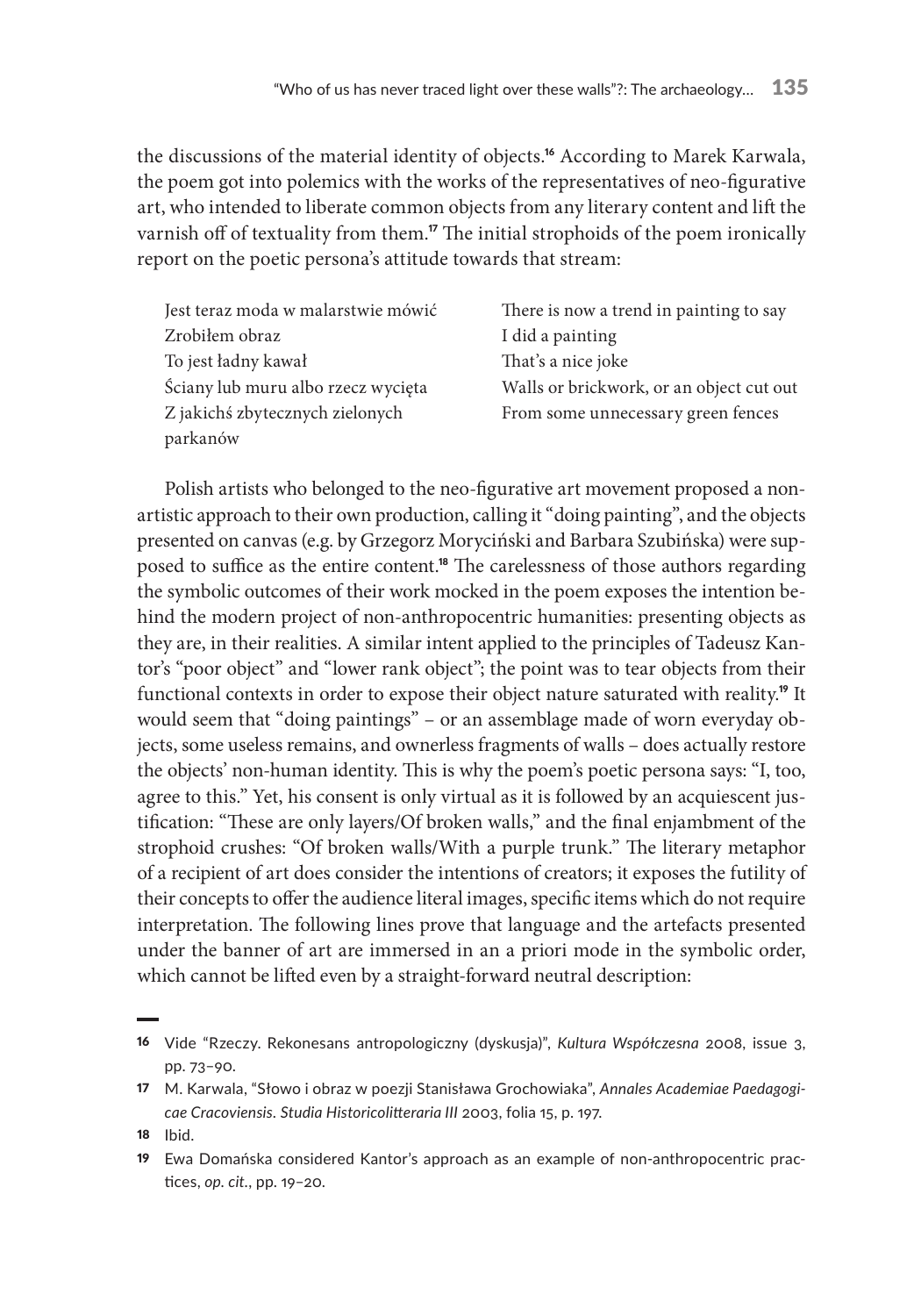the discussions of the material identity of objects.[16] According to Marek Karwala, the poem got into polemics with the works of the representatives of neo-figurative art, who intended to liberate common objects from any literary content and lift the varnish off of textuality from them.[17] The initial strophoids of the poem ironically report on the poetic persona's attitude towards that stream:

| | |
|---|---|
| Jest teraz moda w malarstwie mówić | There is now a trend in painting to say |
| Zrobiłem obraz | I did a painting |
| To jest ładny kawał | That's a nice joke |
| Ściany lub muru albo rzecz wycięta | Walls or brickwork, or an object cut out |
| Z jakichś zbytecznych zielonych parkanów | From some unnecessary green fences |

Polish artists who belonged to the neo-figurative art movement proposed a non-artistic approach to their own production, calling it "doing painting", and the objects presented on canvas (e.g. by Grzegorz Moryciński and Barbara Szubińska) were supposed to suffice as the entire content.[18] The carelessness of those authors regarding the symbolic outcomes of their work mocked in the poem exposes the intention behind the modern project of non-anthropocentric humanities: presenting objects as they are, in their realities. A similar intent applied to the principles of Tadeusz Kantor's "poor object" and "lower rank object"; the point was to tear objects from their functional contexts in order to expose their object nature saturated with reality.[19] It would seem that "doing paintings" – or an assemblage made of worn everyday objects, some useless remains, and ownerless fragments of walls – does actually restore the objects' non-human identity. This is why the poem's poetic persona says: "I, too, agree to this." Yet, his consent is only virtual as it is followed by an acquiescent justification: "These are only layers/Of broken walls," and the final enjambment of the strophoid crushes: "Of broken walls/With a purple trunk." The literary metaphor of a recipient of art does consider the intentions of creators; it exposes the futility of their concepts to offer the audience literal images, specific items which do not require interpretation. The following lines prove that language and the artefacts presented under the banner of art are immersed in an a priori mode in the symbolic order, which cannot be lifted even by a straight-forward neutral description:

---

16 Vide "Rzeczy. Rekonesans antropologiczny (dyskusja)", *Kultura Współczesna* 2008, issue 3, pp. 73–90.

17 M. Karwala, "Słowo i obraz w poezji Stanisława Grochowiaka", *Annales Academiae Paedagogicae Cracoviensis. Studia Historicolitteraria III* 2003, folia 15, p. 197.

18 Ibid.

19 Ewa Domańska considered Kantor's approach as an example of non-anthropocentric practices, *op. cit.*, pp. 19–20.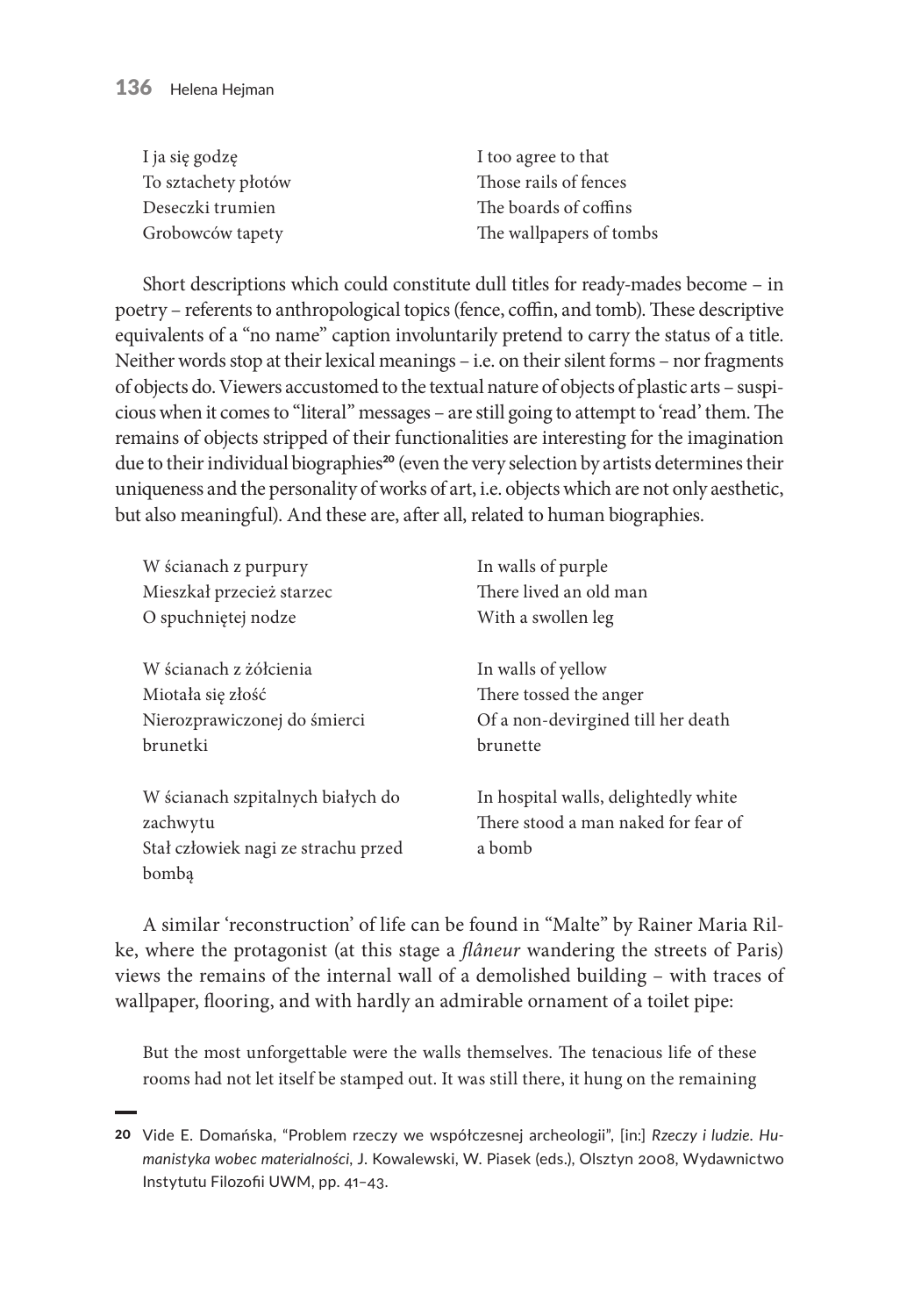| | |
|---|---|
| I ja się godzę | I too agree to that |
| To sztachety płotów | Those rails of fences |
| Deseczki trumien | The boards of coffins |
| Grobowców tapety | The wallpapers of tombs |

Short descriptions which could constitute dull titles for ready-mades become – in poetry – referents to anthropological topics (fence, coffin, and tomb). These descriptive equivalents of a "no name" caption involuntarily pretend to carry the status of a title. Neither words stop at their lexical meanings – i.e. on their silent forms – nor fragments of objects do. Viewers accustomed to the textual nature of objects of plastic arts – suspicious when it comes to "literal" messages – are still going to attempt to 'read' them. The remains of objects stripped of their functionalities are interesting for the imagination due to their individual biographies[20] (even the very selection by artists determines their uniqueness and the personality of works of art, i.e. objects which are not only aesthetic, but also meaningful). And these are, after all, related to human biographies.

| | |
|---|---|
| W ścianach z purpury | In walls of purple |
| Mieszkał przecież starzec | There lived an old man |
| O spuchniętej nodze | With a swollen leg |
| | |
| W ścianach z żółcienia | In walls of yellow |
| Miotała się złość | There tossed the anger |
| Nierozprawiczonej do śmierci | Of a non-devirgined till her death |
| brunetki | brunette |
| | |
| W ścianach szpitalnych białych do zachwytu | In hospital walls, delightedly white |
| Stał człowiek nagi ze strachu przed bombą | There stood a man naked for fear of a bomb |

A similar 'reconstruction' of life can be found in "Malte" by Rainer Maria Rilke, where the protagonist (at this stage a *flâneur* wandering the streets of Paris) views the remains of the internal wall of a demolished building – with traces of wallpaper, flooring, and with hardly an admirable ornament of a toilet pipe:

> But the most unforgettable were the walls themselves. The tenacious life of these rooms had not let itself be stamped out. It was still there, it hung on the remaining

---

20 Vide E. Domańska, "Problem rzeczy we współczesnej archeologii", [in:] *Rzeczy i ludzie. Humanistyka wobec materialności*, J. Kowalewski, W. Piasek (eds.), Olsztyn 2008, Wydawnictwo Instytutu Filozofii UWM, pp. 41–43.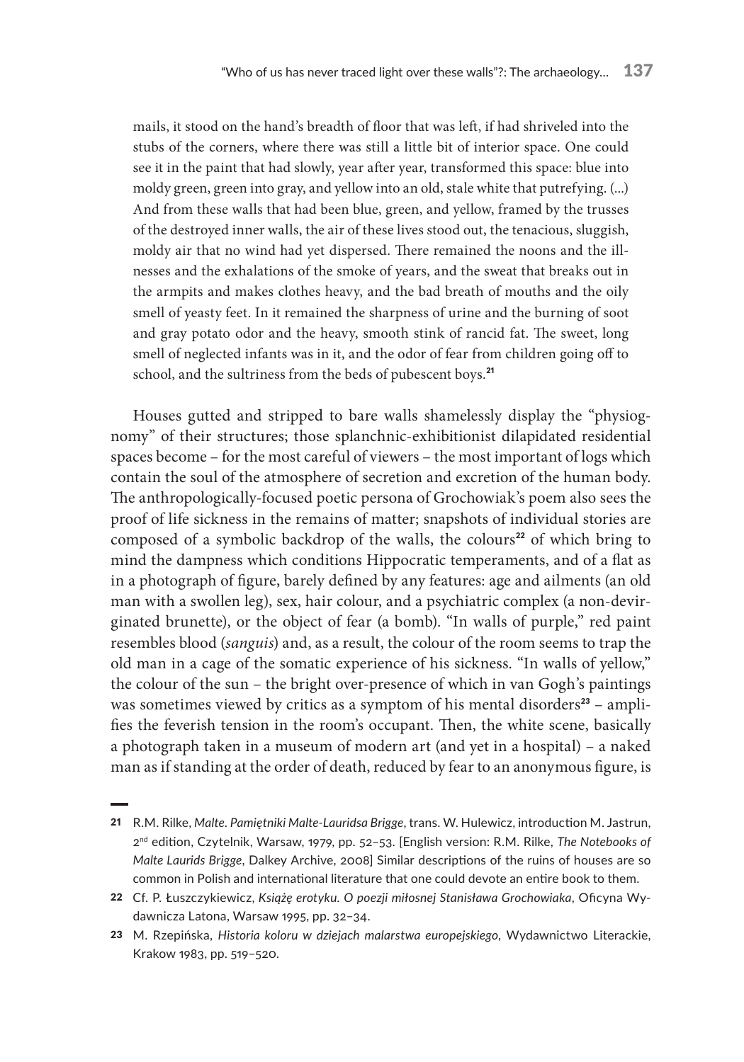mails, it stood on the hand's breadth of floor that was left, if had shriveled into the stubs of the corners, where there was still a little bit of interior space. One could see it in the paint that had slowly, year after year, transformed this space: blue into moldy green, green into gray, and yellow into an old, stale white that putrefying. (...) And from these walls that had been blue, green, and yellow, framed by the trusses of the destroyed inner walls, the air of these lives stood out, the tenacious, sluggish, moldy air that no wind had yet dispersed. There remained the noons and the illnesses and the exhalations of the smoke of years, and the sweat that breaks out in the armpits and makes clothes heavy, and the bad breath of mouths and the oily smell of yeasty feet. In it remained the sharpness of urine and the burning of soot and gray potato odor and the heavy, smooth stink of rancid fat. The sweet, long smell of neglected infants was in it, and the odor of fear from children going off to school, and the sultriness from the beds of pubescent boys.[21]

Houses gutted and stripped to bare walls shamelessly display the "physiognomy" of their structures; those splanchnic-exhibitionist dilapidated residential spaces become – for the most careful of viewers – the most important of logs which contain the soul of the atmosphere of secretion and excretion of the human body. The anthropologically-focused poetic persona of Grochowiak's poem also sees the proof of life sickness in the remains of matter; snapshots of individual stories are composed of a symbolic backdrop of the walls, the colours[22] of which bring to mind the dampness which conditions Hippocratic temperaments, and of a flat as in a photograph of figure, barely defined by any features: age and ailments (an old man with a swollen leg), sex, hair colour, and a psychiatric complex (a non-devirginated brunette), or the object of fear (a bomb). "In walls of purple," red paint resembles blood (*sanguis*) and, as a result, the colour of the room seems to trap the old man in a cage of the somatic experience of his sickness. "In walls of yellow," the colour of the sun – the bright over-presence of which in van Gogh's paintings was sometimes viewed by critics as a symptom of his mental disorders[23] – amplifies the feverish tension in the room's occupant. Then, the white scene, basically a photograph taken in a museum of modern art (and yet in a hospital) – a naked man as if standing at the order of death, reduced by fear to an anonymous figure, is

---

[21] R.M. Rilke, *Malte. Pamiętniki Malte-Lauridsa Brigge*, trans. W. Hulewicz, introduction M. Jastrun, 2nd edition, Czytelnik, Warsaw, 1979, pp. 52–53. [English version: R.M. Rilke, *The Notebooks of Malte Laurids Brigge*, Dalkey Archive, 2008] Similar descriptions of the ruins of houses are so common in Polish and international literature that one could devote an entire book to them.

[22] Cf. P. Łuszczykiewicz, *Książę erotyku. O poezji miłosnej Stanisława Grochowiaka*, Oficyna Wydawnicza Latona, Warsaw 1995, pp. 32–34.

[23] M. Rzepińska, *Historia koloru w dziejach malarstwa europejskiego*, Wydawnictwo Literackie, Krakow 1983, pp. 519–520.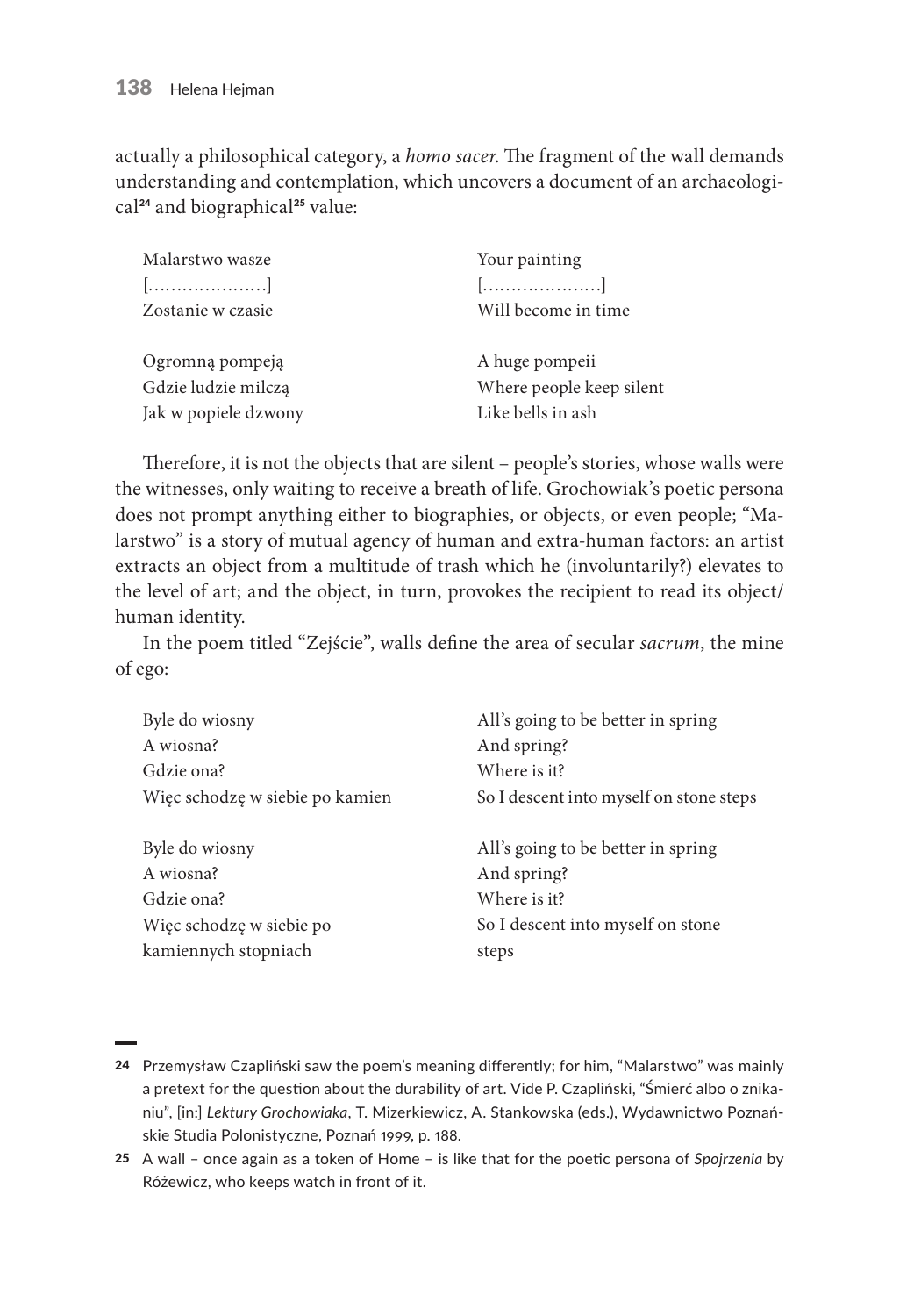actually a philosophical category, a *homo sacer*. The fragment of the wall demands understanding and contemplation, which uncovers a document of an archaeological[24] and biographical[25] value:

| Malarstwo wasze | Your painting |
|---|---|
| [……………….] | [……………….] |
| Zostanie w czasie | Will become in time |
| | |
| Ogromną pompeją | A huge pompeii |
| Gdzie ludzie milczą | Where people keep silent |
| Jak w popiele dzwony | Like bells in ash |

Therefore, it is not the objects that are silent – people's stories, whose walls were the witnesses, only waiting to receive a breath of life. Grochowiak's poetic persona does not prompt anything either to biographies, or objects, or even people; "Malarstwo" is a story of mutual agency of human and extra-human factors: an artist extracts an object from a multitude of trash which he (involuntarily?) elevates to the level of art; and the object, in turn, provokes the recipient to read its object/human identity.

In the poem titled "Zejście", walls define the area of secular *sacrum*, the mine of ego:

| Byle do wiosny | All's going to be better in spring |
|---|---|
| A wiosna? | And spring? |
| Gdzie ona? | Where is it? |
| Więc schodzę w siebie po kamien | So I descent into myself on stone steps |
| | |
| Byle do wiosny | All's going to be better in spring |
| A wiosna? | And spring? |
| Gdzie ona? | Where is it? |
| Więc schodzę w siebie po | So I descent into myself on stone |
| kamiennych stopniach | steps |

---

24 Przemysław Czapliński saw the poem's meaning differently; for him, "Malarstwo" was mainly a pretext for the question about the durability of art. Vide P. Czapliński, "Śmierć albo o znikaniu", [in:] *Lektury Grochowiaka*, T. Mizerkiewicz, A. Stankowska (eds.), Wydawnictwo Poznańskie Studia Polonistyczne, Poznań 1999, p. 188.

25 A wall – once again as a token of Home – is like that for the poetic persona of *Spojrzenia* by Różewicz, who keeps watch in front of it.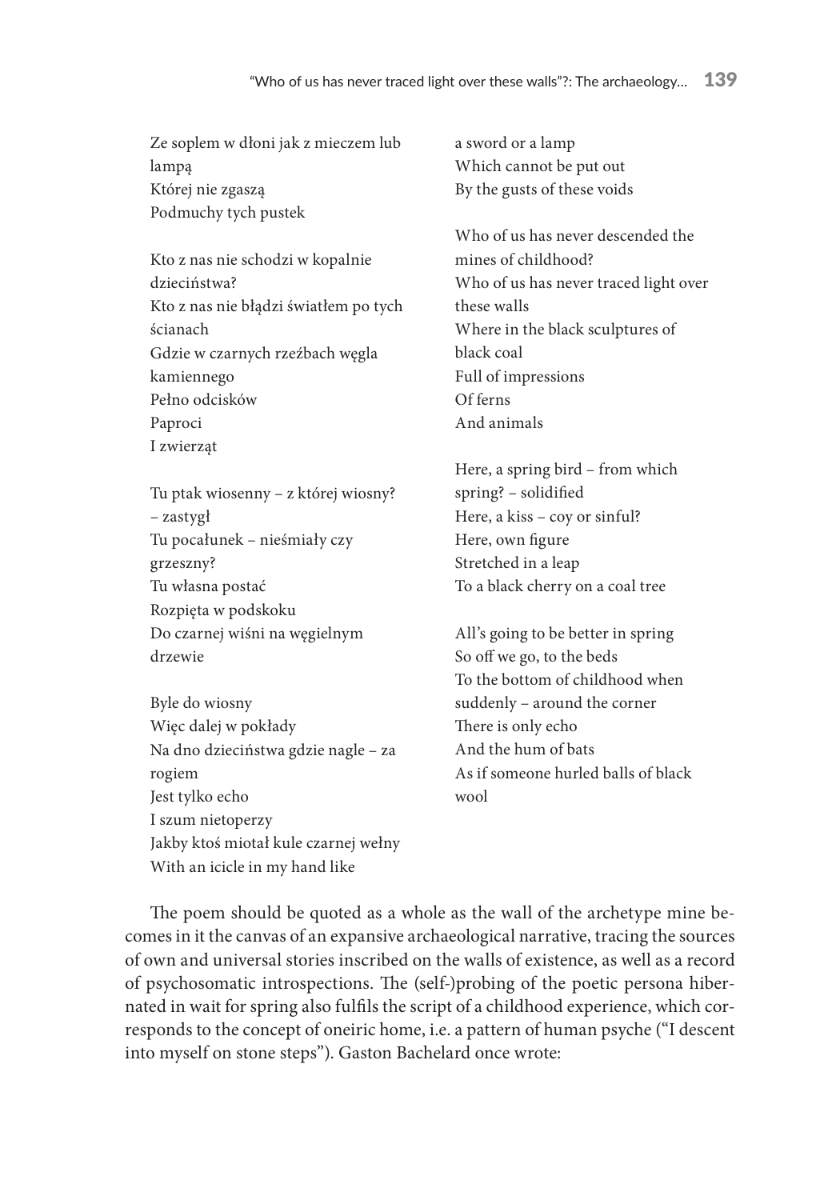Ze soplem w dłoni jak z mieczem lub lampą
Której nie zgaszą
Podmuchy tych pustek

Kto z nas nie schodzi w kopalnie dzieciństwa?
Kto z nas nie błądzi światłem po tych ścianach
Gdzie w czarnych rzeźbach węgla kamiennego
Pełno odcisków
Paproci
I zwierząt

Tu ptak wiosenny – z której wiosny? – zastygł
Tu pocałunek – nieśmiały czy grzeszny?
Tu własna postać
Rozpięta w podskoku
Do czarnej wiśni na węgielnym drzewie

Byle do wiosny
Więc dalej w pokłady
Na dno dzieciństwa gdzie nagle – za rogiem
Jest tylko echo
I szum nietoperzy
Jakby ktoś miotał kule czarnej wełny

With an icicle in my hand like a sword or a lamp
Which cannot be put out
By the gusts of these voids

Who of us has never descended the mines of childhood?
Who of us has never traced light over these walls
Where in the black sculptures of black coal
Full of impressions
Of ferns
And animals

Here, a spring bird – from which spring? – solidified
Here, a kiss – coy or sinful?
Here, own figure
Stretched in a leap
To a black cherry on a coal tree

All's going to be better in spring
So off we go, to the beds
To the bottom of childhood when suddenly – around the corner
There is only echo
And the hum of bats
As if someone hurled balls of black wool

The poem should be quoted as a whole as the wall of the archetype mine becomes in it the canvas of an expansive archaeological narrative, tracing the sources of own and universal stories inscribed on the walls of existence, as well as a record of psychosomatic introspections. The (self-)probing of the poetic persona hibernated in wait for spring also fulfils the script of a childhood experience, which corresponds to the concept of oneiric home, i.e. a pattern of human psyche ("I descent into myself on stone steps"). Gaston Bachelard once wrote: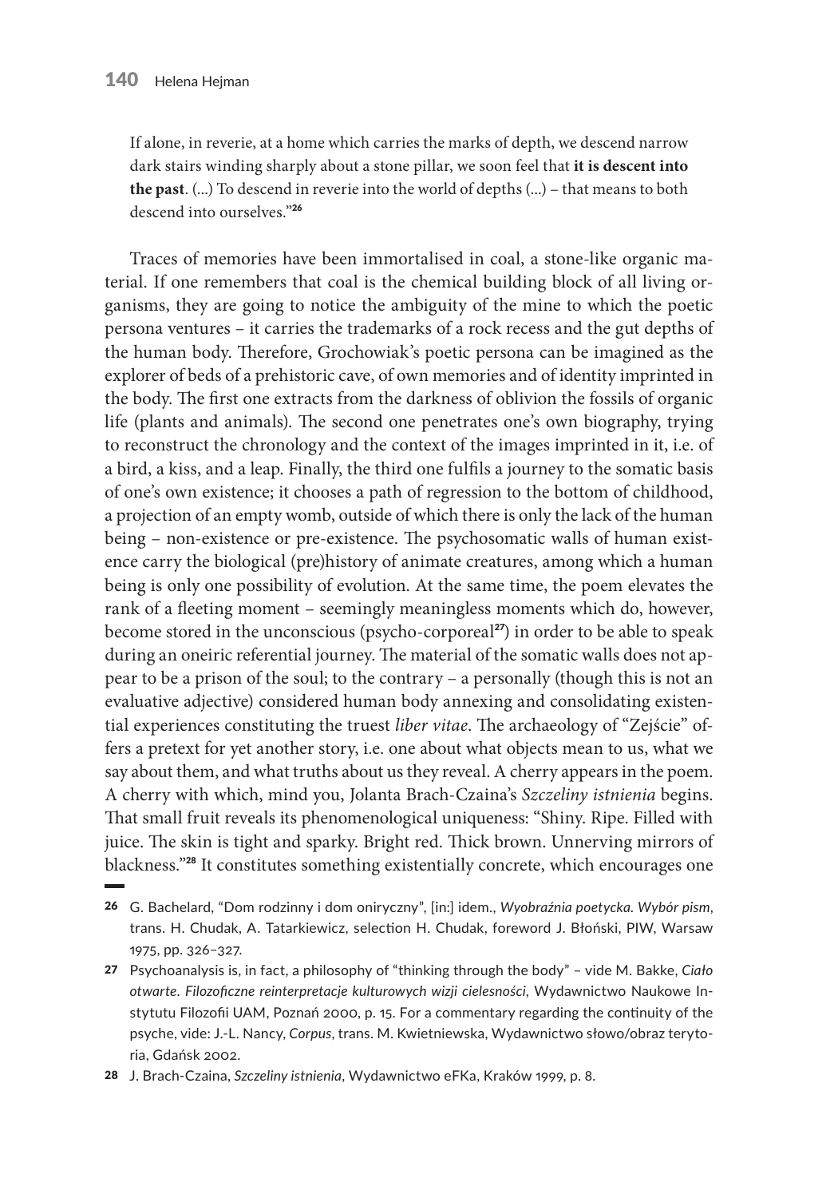If alone, in reverie, at a home which carries the marks of depth, we descend narrow dark stairs winding sharply about a stone pillar, we soon feel that **it is descent into the past**. (...) To descend in reverie into the world of depths (...) – that means to both descend into ourselves."[26]

Traces of memories have been immortalised in coal, a stone-like organic material. If one remembers that coal is the chemical building block of all living organisms, they are going to notice the ambiguity of the mine to which the poetic persona ventures – it carries the trademarks of a rock recess and the gut depths of the human body. Therefore, Grochowiak's poetic persona can be imagined as the explorer of beds of a prehistoric cave, of own memories and of identity imprinted in the body. The first one extracts from the darkness of oblivion the fossils of organic life (plants and animals). The second one penetrates one's own biography, trying to reconstruct the chronology and the context of the images imprinted in it, i.e. of a bird, a kiss, and a leap. Finally, the third one fulfils a journey to the somatic basis of one's own existence; it chooses a path of regression to the bottom of childhood, a projection of an empty womb, outside of which there is only the lack of the human being – non-existence or pre-existence. The psychosomatic walls of human existence carry the biological (pre)history of animate creatures, among which a human being is only one possibility of evolution. At the same time, the poem elevates the rank of a fleeting moment – seemingly meaningless moments which do, however, become stored in the unconscious (psycho-corporeal[27]) in order to be able to speak during an oneiric referential journey. The material of the somatic walls does not appear to be a prison of the soul; to the contrary – a personally (though this is not an evaluative adjective) considered human body annexing and consolidating existential experiences constituting the truest *liber vitae*. The archaeology of "Zejście" offers a pretext for yet another story, i.e. one about what objects mean to us, what we say about them, and what truths about us they reveal. A cherry appears in the poem. A cherry with which, mind you, Jolanta Brach-Czaina's *Szczeliny istnienia* begins. That small fruit reveals its phenomenological uniqueness: "Shiny. Ripe. Filled with juice. The skin is tight and sparky. Bright red. Thick brown. Unnerving mirrors of blackness."[28] It constitutes something existentially concrete, which encourages one

---

26 G. Bachelard, "Dom rodzinny i dom oniryczny", [in:] idem., *Wyobraźnia poetycka. Wybór pism*, trans. H. Chudak, A. Tatarkiewicz, selection H. Chudak, foreword J. Błoński, PIW, Warsaw 1975, pp. 326–327.

27 Psychoanalysis is, in fact, a philosophy of "thinking through the body" – vide M. Bakke, *Ciało otwarte. Filozoficzne reinterpretacje kulturowych wizji cielesności*, Wydawnictwo Naukowe Instytutu Filozofii UAM, Poznań 2000, p. 15. For a commentary regarding the continuity of the psyche, vide: J.-L. Nancy, *Corpus*, trans. M. Kwietniewska, Wydawnictwo słowo/obraz terytoria, Gdańsk 2002.

28 J. Brach-Czaina, *Szczeliny istnienia*, Wydawnictwo eFKa, Kraków 1999, p. 8.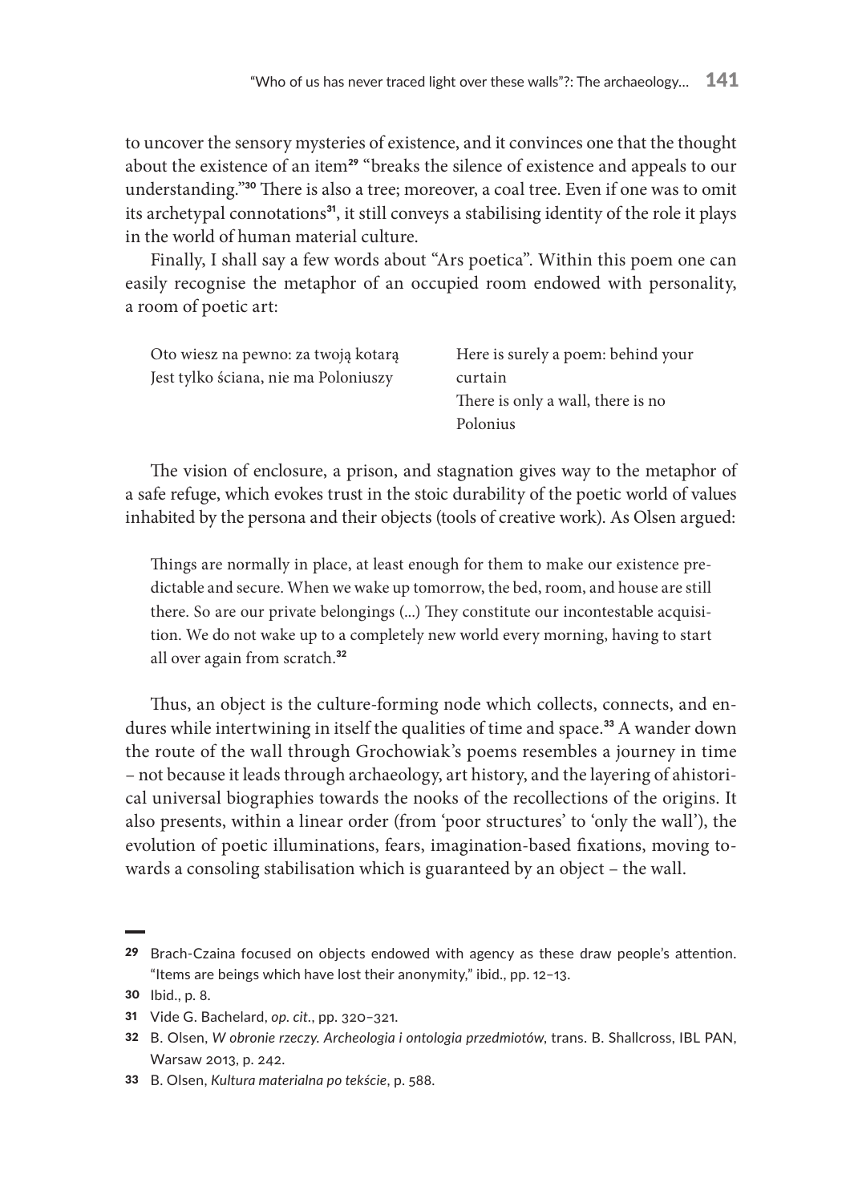to uncover the sensory mysteries of existence, and it convinces one that the thought about the existence of an item[29] "breaks the silence of existence and appeals to our understanding."[30] There is also a tree; moreover, a coal tree. Even if one was to omit its archetypal connotations[31], it still conveys a stabilising identity of the role it plays in the world of human material culture.

Finally, I shall say a few words about "Ars poetica". Within this poem one can easily recognise the metaphor of an occupied room endowed with personality, a room of poetic art:

| | |
|---|---|
| Oto wiesz na pewno: za twoją kotarą<br>Jest tylko ściana, nie ma Poloniuszy | Here is surely a poem: behind your curtain<br>There is only a wall, there is no Polonius |

The vision of enclosure, a prison, and stagnation gives way to the metaphor of a safe refuge, which evokes trust in the stoic durability of the poetic world of values inhabited by the persona and their objects (tools of creative work). As Olsen argued:

> Things are normally in place, at least enough for them to make our existence predictable and secure. When we wake up tomorrow, the bed, room, and house are still there. So are our private belongings (...) They constitute our incontestable acquisition. We do not wake up to a completely new world every morning, having to start all over again from scratch.[32]

Thus, an object is the culture-forming node which collects, connects, and endures while intertwining in itself the qualities of time and space.[33] A wander down the route of the wall through Grochowiak's poems resembles a journey in time – not because it leads through archaeology, art history, and the layering of ahistorical universal biographies towards the nooks of the recollections of the origins. It also presents, within a linear order (from 'poor structures' to 'only the wall'), the evolution of poetic illuminations, fears, imagination-based fixations, moving towards a consoling stabilisation which is guaranteed by an object – the wall.

---

[29] Brach-Czaina focused on objects endowed with agency as these draw people's attention. "Items are beings which have lost their anonymity," ibid., pp. 12–13.

[30] Ibid., p. 8.

[31] Vide G. Bachelard, *op. cit.*, pp. 320–321.

[32] B. Olsen, *W obronie rzeczy. Archeologia i ontologia przedmiotów*, trans. B. Shallcross, IBL PAN, Warsaw 2013, p. 242.

[33] B. Olsen, *Kultura materialna po tekście*, p. 588.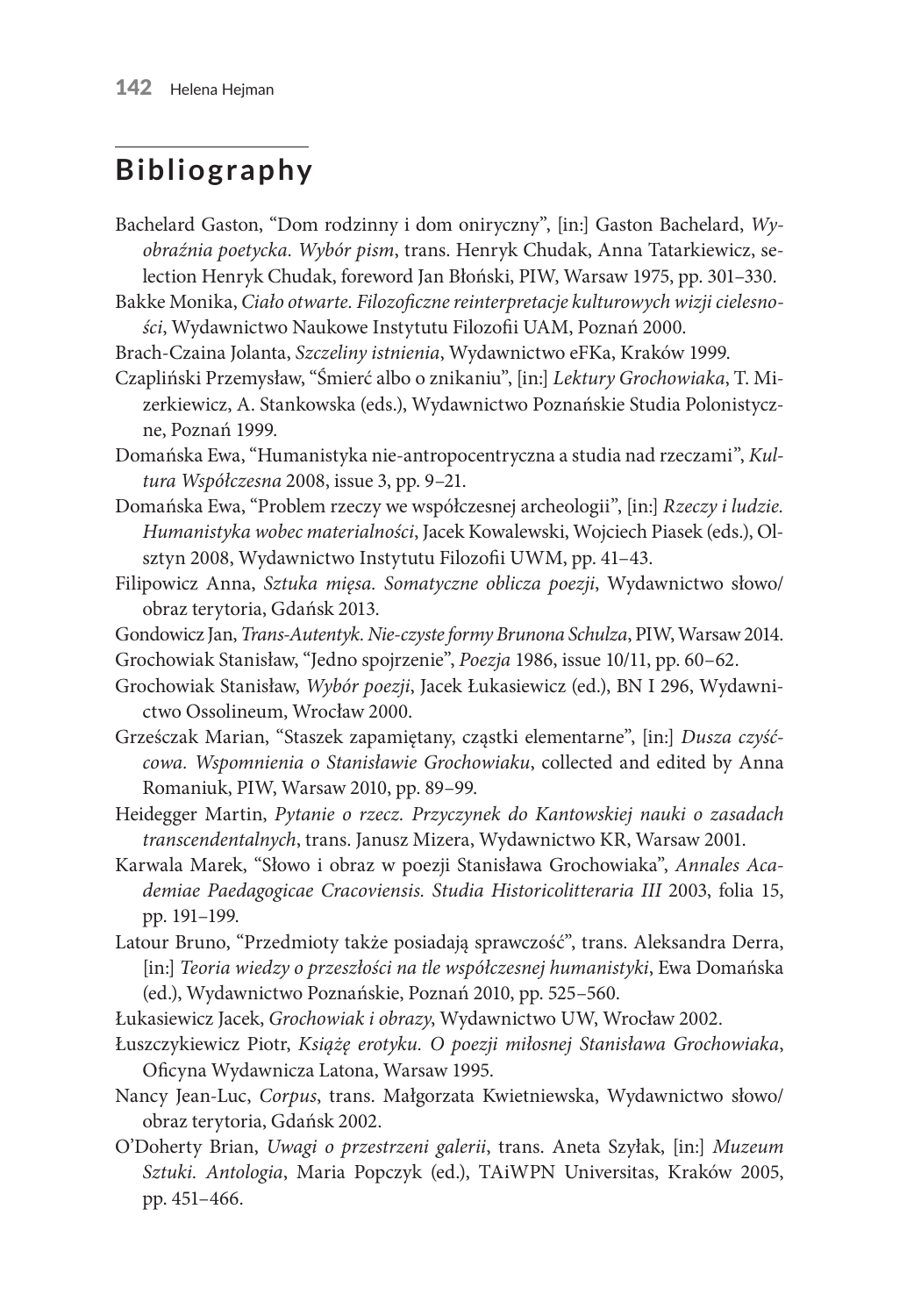## Bibliography

Bachelard Gaston, "Dom rodzinny i dom oniryczny", [in:] Gaston Bachelard, *Wyobraźnia poetycka. Wybór pism*, trans. Henryk Chudak, Anna Tatarkiewicz, selection Henryk Chudak, foreword Jan Błoński, PIW, Warsaw 1975, pp. 301–330.

Bakke Monika, *Ciało otwarte. Filozoficzne reinterpretacje kulturowych wizji cielesności*, Wydawnictwo Naukowe Instytutu Filozofii UAM, Poznań 2000.

Brach-Czaina Jolanta, *Szczeliny istnienia*, Wydawnictwo eFKa, Kraków 1999.

Czapliński Przemysław, "Śmierć albo o znikaniu", [in:] *Lektury Grochowiaka*, T. Mizerkiewicz, A. Stankowska (eds.), Wydawnictwo Poznańskie Studia Polonistyczne, Poznań 1999.

Domańska Ewa, "Humanistyka nie-antropocentryczna a studia nad rzeczami", *Kultura Współczesna* 2008, issue 3, pp. 9–21.

Domańska Ewa, "Problem rzeczy we współczesnej archeologii", [in:] *Rzeczy i ludzie. Humanistyka wobec materialności*, Jacek Kowalewski, Wojciech Piasek (eds.), Olsztyn 2008, Wydawnictwo Instytutu Filozofii UWM, pp. 41–43.

Filipowicz Anna, *Sztuka mięsa. Somatyczne oblicza poezji*, Wydawnictwo słowo/obraz terytoria, Gdańsk 2013.

Gondowicz Jan, *Trans-Autentyk. Nie-czyste formy Brunona Schulza*, PIW, Warsaw 2014.

Grochowiak Stanisław, "Jedno spojrzenie", *Poezja* 1986, issue 10/11, pp. 60–62.

Grochowiak Stanisław, *Wybór poezji*, Jacek Łukasiewicz (ed.), BN I 296, Wydawnictwo Ossolineum, Wrocław 2000.

Grześczak Marian, "Staszek zapamiętany, cząstki elementarne", [in:] *Dusza czyśćcowa. Wspomnienia o Stanisławie Grochowiaku*, collected and edited by Anna Romaniuk, PIW, Warsaw 2010, pp. 89–99.

Heidegger Martin, *Pytanie o rzecz. Przyczynek do Kantowskiej nauki o zasadach transcendentalnych*, trans. Janusz Mizera, Wydawnictwo KR, Warsaw 2001.

Karwala Marek, "Słowo i obraz w poezji Stanisława Grochowiaka", *Annales Academiae Paedagogicae Cracoviensis. Studia Historicolitteraria III* 2003, folia 15, pp. 191–199.

Latour Bruno, "Przedmioty także posiadają sprawczość", trans. Aleksandra Derra, [in:] *Teoria wiedzy o przeszłości na tle współczesnej humanistyki*, Ewa Domańska (ed.), Wydawnictwo Poznańskie, Poznań 2010, pp. 525–560.

Łukasiewicz Jacek, *Grochowiak i obrazy*, Wydawnictwo UW, Wrocław 2002.

Łuszczykiewicz Piotr, *Książę erotyku. O poezji miłosnej Stanisława Grochowiaka*, Oficyna Wydawnicza Latona, Warsaw 1995.

Nancy Jean-Luc, *Corpus*, trans. Małgorzata Kwietniewska, Wydawnictwo słowo/obraz terytoria, Gdańsk 2002.

O'Doherty Brian, *Uwagi o przestrzeni galerii*, trans. Aneta Szyłak, [in:] *Muzeum Sztuki. Antologia*, Maria Popczyk (ed.), TAiWPN Universitas, Kraków 2005, pp. 451–466.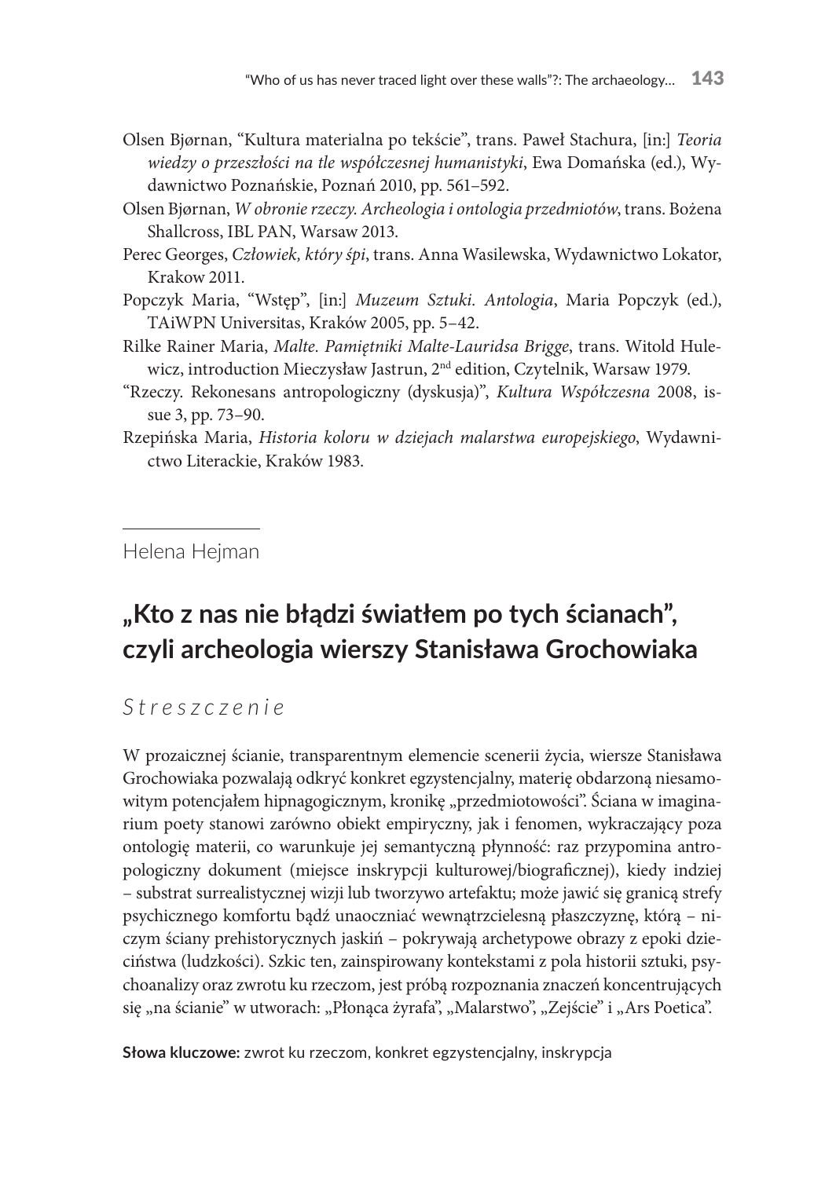Olsen Bjørnan, "Kultura materialna po tekście", trans. Paweł Stachura, [in:] *Teoria wiedzy o przeszłości na tle współczesnej humanistyki*, Ewa Domańska (ed.), Wydawnictwo Poznańskie, Poznań 2010, pp. 561–592.

Olsen Bjørnan, *W obronie rzeczy. Archeologia i ontologia przedmiotów*, trans. Bożena Shallcross, IBL PAN, Warsaw 2013.

Perec Georges, *Człowiek, który śpi*, trans. Anna Wasilewska, Wydawnictwo Lokator, Krakow 2011.

Popczyk Maria, "Wstęp", [in:] *Muzeum Sztuki. Antologia*, Maria Popczyk (ed.), TAiWPN Universitas, Kraków 2005, pp. 5–42.

Rilke Rainer Maria, *Malte. Pamiętniki Malte-Lauridsa Brigge*, trans. Witold Hulewicz, introduction Mieczysław Jastrun, 2nd edition, Czytelnik, Warsaw 1979.

"Rzeczy. Rekonesans antropologiczny (dyskusja)", *Kultura Współczesna* 2008, issue 3, pp. 73–90.

Rzepińska Maria, *Historia koloru w dziejach malarstwa europejskiego*, Wydawnictwo Literackie, Kraków 1983.

---

Helena Hejman

## „Kto z nas nie błądzi światłem po tych ścianach", czyli archeologia wierszy Stanisława Grochowiaka

### *Streszczenie*

W prozaicznej ścianie, transparentnym elemencie scenerii życia, wiersze Stanisława Grochowiaka pozwalają odkryć konkret egzystencjalny, materię obdarzoną niesamowitym potencjałem hipnagogicznym, kronikę „przedmiotowości". Ściana w imaginarium poety stanowi zarówno obiekt empiryczny, jak i fenomen, wykraczający poza ontologię materii, co warunkuje jej semantyczną płynność: raz przypomina antropologiczny dokument (miejsce inskrypcji kulturowej/biograficznej), kiedy indziej – substrat surrealistycznej wizji lub tworzywo artefaktu; może jawić się granicą strefy psychicznego komfortu bądź unaoczniać wewnątrzcielesną płaszczyznę, którą – niczym ściany prehistorycznych jaskiń – pokrywają archetypowe obrazy z epoki dzieciństwa (ludzkości). Szkic ten, zainspirowany kontekstami z pola historii sztuki, psychoanalizy oraz zwrotu ku rzeczom, jest próbą rozpoznania znaczeń koncentrujących się „na ścianie" w utworach: „Płonąca żyrafa", „Malarstwo", „Zejście" i „Ars Poetica".

**Słowa kluczowe:** zwrot ku rzeczom, konkret egzystencjalny, inskrypcja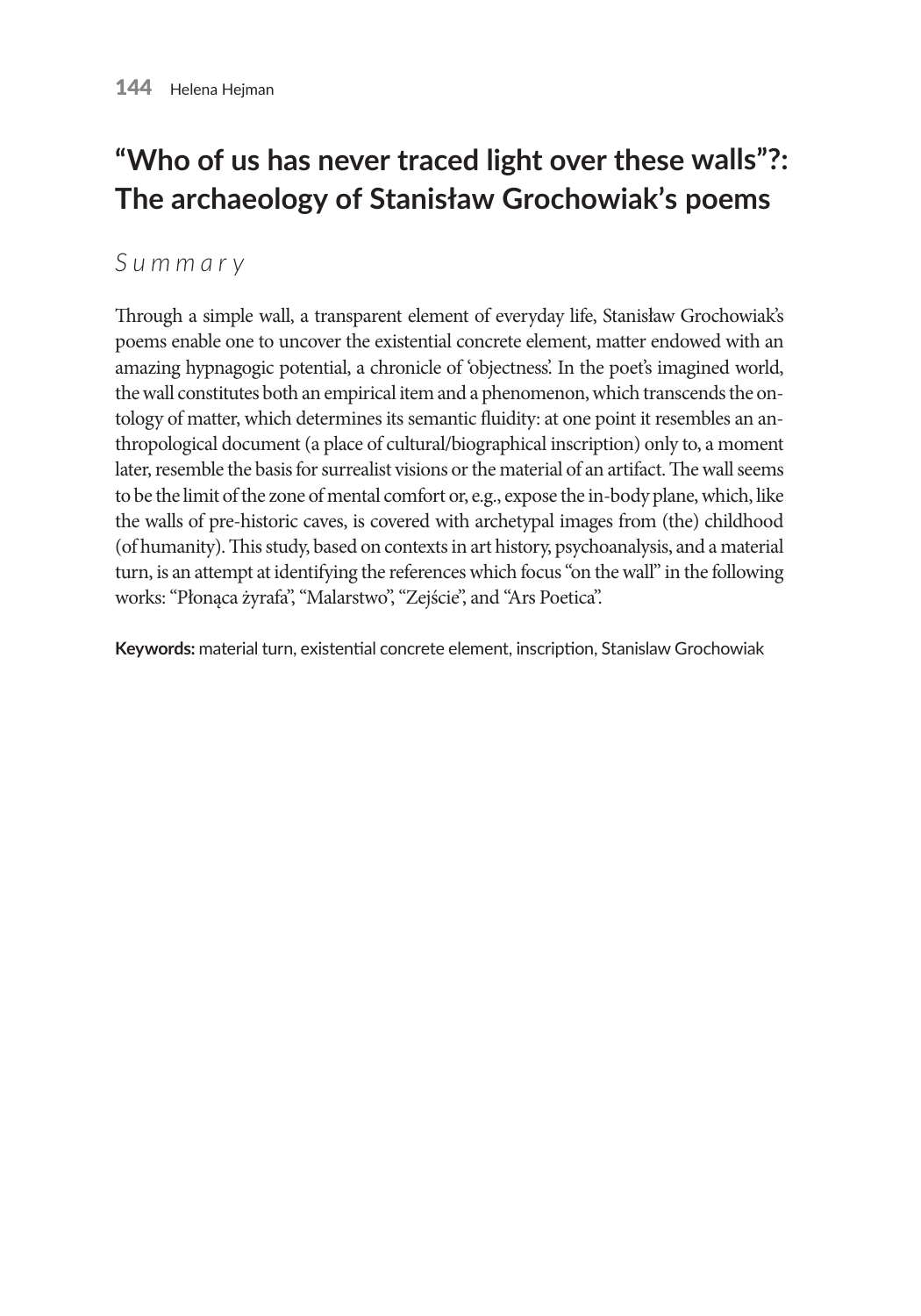## "Who of us has never traced light over these walls"?: The archaeology of Stanisław Grochowiak's poems

*Summary*

Through a simple wall, a transparent element of everyday life, Stanisław Grochowiak's poems enable one to uncover the existential concrete element, matter endowed with an amazing hypnagogic potential, a chronicle of 'objectness'. In the poet's imagined world, the wall constitutes both an empirical item and a phenomenon, which transcends the ontology of matter, which determines its semantic fluidity: at one point it resembles an anthropological document (a place of cultural/biographical inscription) only to, a moment later, resemble the basis for surrealist visions or the material of an artifact. The wall seems to be the limit of the zone of mental comfort or, e.g., expose the in-body plane, which, like the walls of pre-historic caves, is covered with archetypal images from (the) childhood (of humanity). This study, based on contexts in art history, psychoanalysis, and a material turn, is an attempt at identifying the references which focus "on the wall" in the following works: "Płonąca żyrafa", "Malarstwo", "Zejście", and "Ars Poetica".

**Keywords:** material turn, existential concrete element, inscription, Stanislaw Grochowiak